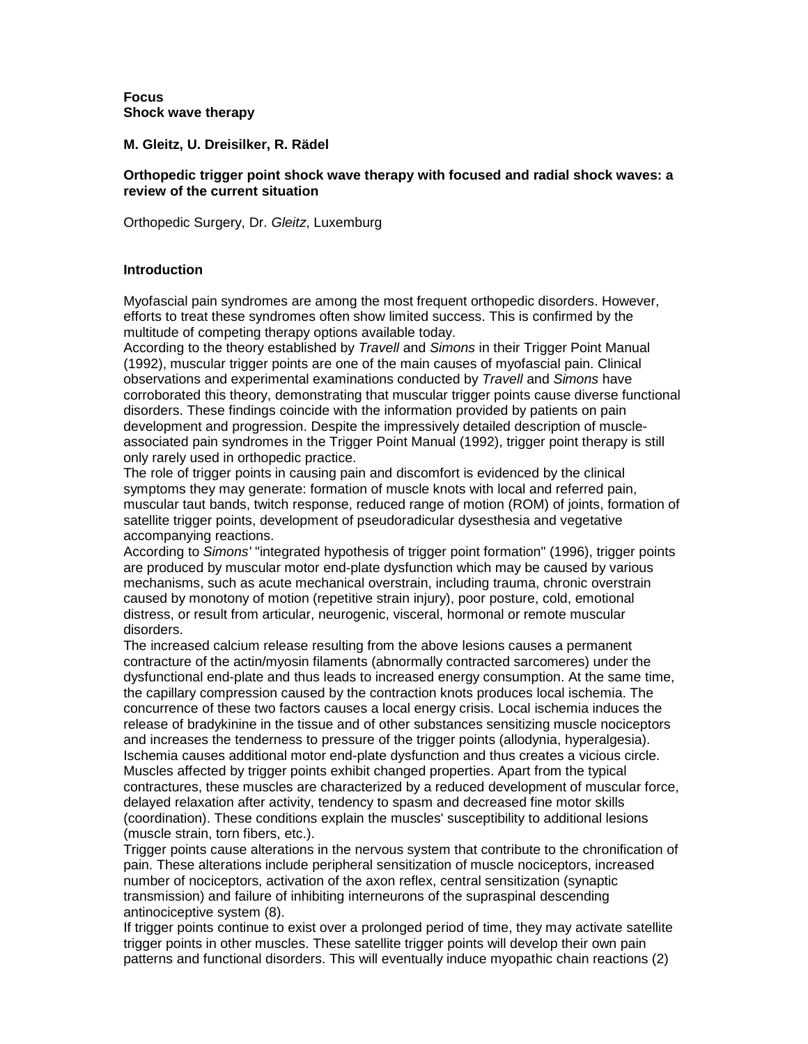**Focus**
**Shock wave therapy**

**M. Gleitz, U. Dreisilker, R. Rädel**

# Orthopedic trigger point shock wave therapy with focused and radial shock waves: a review of the current situation

Orthopedic Surgery, Dr. *Gleitz*, Luxemburg

## Introduction

Myofascial pain syndromes are among the most frequent orthopedic disorders. However, efforts to treat these syndromes often show limited success. This is confirmed by the multitude of competing therapy options available today.

According to the theory established by *Travell* and *Simons* in their Trigger Point Manual (1992), muscular trigger points are one of the main causes of myofascial pain. Clinical observations and experimental examinations conducted by *Travell* and *Simons* have corroborated this theory, demonstrating that muscular trigger points cause diverse functional disorders. These findings coincide with the information provided by patients on pain development and progression. Despite the impressively detailed description of muscle-associated pain syndromes in the Trigger Point Manual (1992), trigger point therapy is still only rarely used in orthopedic practice.

The role of trigger points in causing pain and discomfort is evidenced by the clinical symptoms they may generate: formation of muscle knots with local and referred pain, muscular taut bands, twitch response, reduced range of motion (ROM) of joints, formation of satellite trigger points, development of pseudoradicular dysesthesia and vegetative accompanying reactions.

According to *Simons'* "integrated hypothesis of trigger point formation" (1996), trigger points are produced by muscular motor end-plate dysfunction which may be caused by various mechanisms, such as acute mechanical overstrain, including trauma, chronic overstrain caused by monotony of motion (repetitive strain injury), poor posture, cold, emotional distress, or result from articular, neurogenic, visceral, hormonal or remote muscular disorders.

The increased calcium release resulting from the above lesions causes a permanent contracture of the actin/myosin filaments (abnormally contracted sarcomeres) under the dysfunctional end-plate and thus leads to increased energy consumption. At the same time, the capillary compression caused by the contraction knots produces local ischemia. The concurrence of these two factors causes a local energy crisis. Local ischemia induces the release of bradykinine in the tissue and of other substances sensitizing muscle nociceptors and increases the tenderness to pressure of the trigger points (allodynia, hyperalgesia). Ischemia causes additional motor end-plate dysfunction and thus creates a vicious circle.

Muscles affected by trigger points exhibit changed properties. Apart from the typical contractures, these muscles are characterized by a reduced development of muscular force, delayed relaxation after activity, tendency to spasm and decreased fine motor skills (coordination). These conditions explain the muscles' susceptibility to additional lesions (muscle strain, torn fibers, etc.).

Trigger points cause alterations in the nervous system that contribute to the chronification of pain. These alterations include peripheral sensitization of muscle nociceptors, increased number of nociceptors, activation of the axon reflex, central sensitization (synaptic transmission) and failure of inhibiting interneurons of the supraspinal descending antinociceptive system (8).

If trigger points continue to exist over a prolonged period of time, they may activate satellite trigger points in other muscles. These satellite trigger points will develop their own pain patterns and functional disorders. This will eventually induce myopathic chain reactions (2)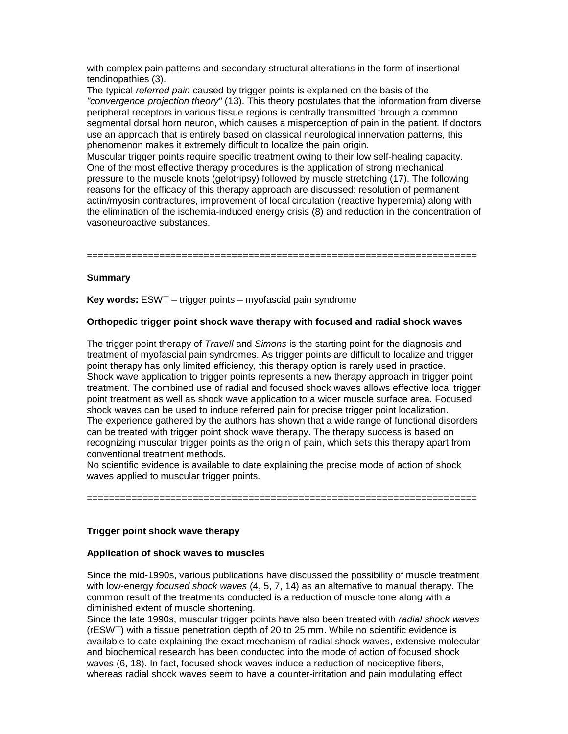with complex pain patterns and secondary structural alterations in the form of insertional tendinopathies (3).

The typical *referred pain* caused by trigger points is explained on the basis of the *"convergence projection theory"* (13). This theory postulates that the information from diverse peripheral receptors in various tissue regions is centrally transmitted through a common segmental dorsal horn neuron, which causes a misperception of pain in the patient. If doctors use an approach that is entirely based on classical neurological innervation patterns, this phenomenon makes it extremely difficult to localize the pain origin.

Muscular trigger points require specific treatment owing to their low self-healing capacity. One of the most effective therapy procedures is the application of strong mechanical pressure to the muscle knots (gelotripsy) followed by muscle stretching (17). The following reasons for the efficacy of this therapy approach are discussed: resolution of permanent actin/myosin contractures, improvement of local circulation (reactive hyperemia) along with the elimination of the ischemia-induced energy crisis (8) and reduction in the concentration of vasoneuroactive substances.

======================================================================

**Summary**

**Key words:** ESWT – trigger points – myofascial pain syndrome

**Orthopedic trigger point shock wave therapy with focused and radial shock waves**

The trigger point therapy of *Travell* and *Simons* is the starting point for the diagnosis and treatment of myofascial pain syndromes. As trigger points are difficult to localize and trigger point therapy has only limited efficiency, this therapy option is rarely used in practice.

Shock wave application to trigger points represents a new therapy approach in trigger point treatment. The combined use of radial and focused shock waves allows effective local trigger point treatment as well as shock wave application to a wider muscle surface area. Focused shock waves can be used to induce referred pain for precise trigger point localization.

The experience gathered by the authors has shown that a wide range of functional disorders can be treated with trigger point shock wave therapy. The therapy success is based on recognizing muscular trigger points as the origin of pain, which sets this therapy apart from conventional treatment methods.

No scientific evidence is available to date explaining the precise mode of action of shock waves applied to muscular trigger points.

======================================================================

## Trigger point shock wave therapy

### Application of shock waves to muscles

Since the mid-1990s, various publications have discussed the possibility of muscle treatment with low-energy *focused shock waves* (4, 5, 7, 14) as an alternative to manual therapy. The common result of the treatments conducted is a reduction of muscle tone along with a diminished extent of muscle shortening.

Since the late 1990s, muscular trigger points have also been treated with *radial shock waves* (rESWT) with a tissue penetration depth of 20 to 25 mm. While no scientific evidence is available to date explaining the exact mechanism of radial shock waves, extensive molecular and biochemical research has been conducted into the mode of action of focused shock waves (6, 18). In fact, focused shock waves induce a reduction of nociceptive fibers, whereas radial shock waves seem to have a counter-irritation and pain modulating effect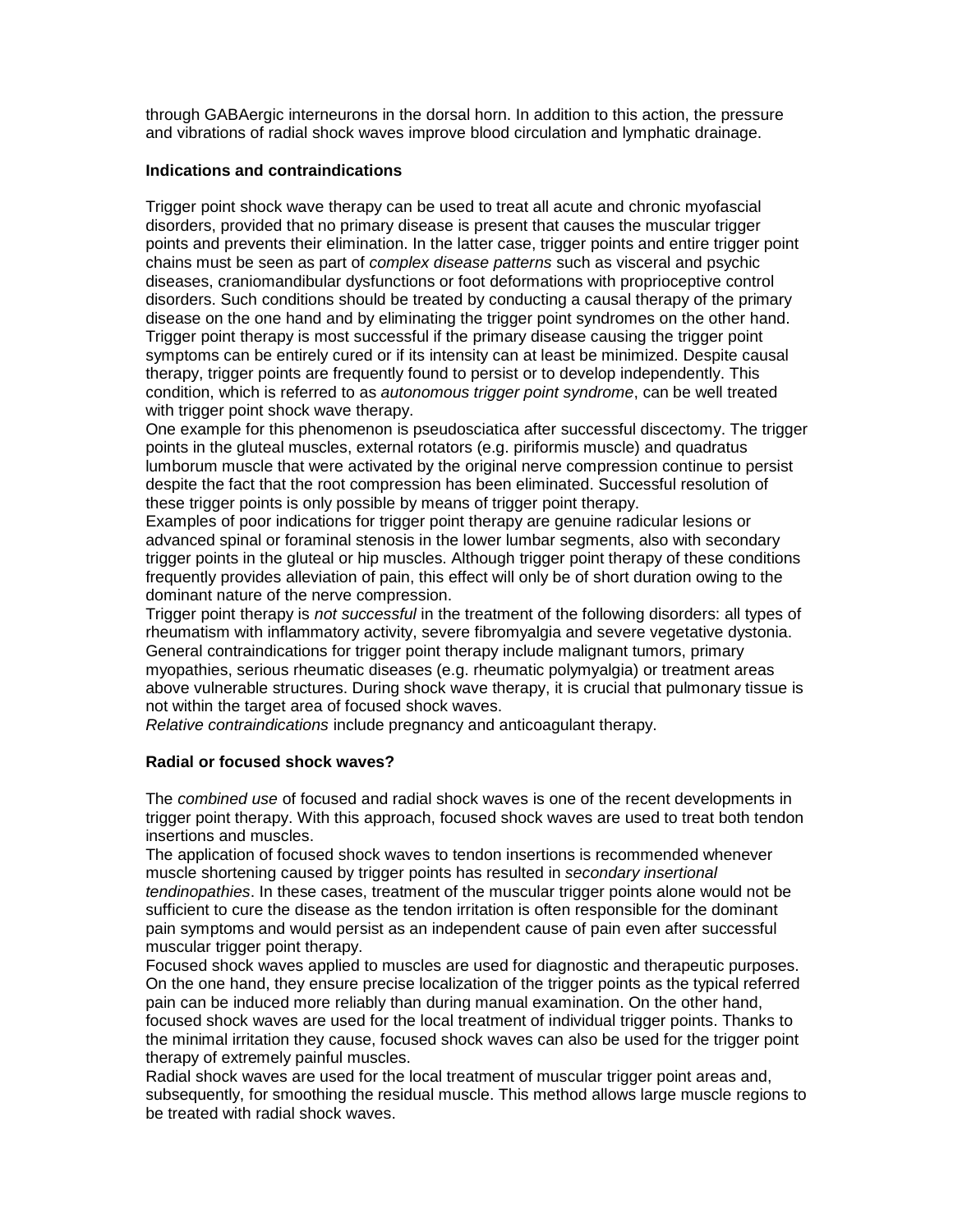through GABAergic interneurons in the dorsal horn. In addition to this action, the pressure and vibrations of radial shock waves improve blood circulation and lymphatic drainage.

**Indications and contraindications**

Trigger point shock wave therapy can be used to treat all acute and chronic myofascial disorders, provided that no primary disease is present that causes the muscular trigger points and prevents their elimination. In the latter case, trigger points and entire trigger point chains must be seen as part of *complex disease patterns* such as visceral and psychic diseases, craniomandibular dysfunctions or foot deformations with proprioceptive control disorders. Such conditions should be treated by conducting a causal therapy of the primary disease on the one hand and by eliminating the trigger point syndromes on the other hand. Trigger point therapy is most successful if the primary disease causing the trigger point symptoms can be entirely cured or if its intensity can at least be minimized. Despite causal therapy, trigger points are frequently found to persist or to develop independently. This condition, which is referred to as *autonomous trigger point syndrome*, can be well treated with trigger point shock wave therapy.

One example for this phenomenon is pseudosciatica after successful discectomy. The trigger points in the gluteal muscles, external rotators (e.g. piriformis muscle) and quadratus lumborum muscle that were activated by the original nerve compression continue to persist despite the fact that the root compression has been eliminated. Successful resolution of these trigger points is only possible by means of trigger point therapy.

Examples of poor indications for trigger point therapy are genuine radicular lesions or advanced spinal or foraminal stenosis in the lower lumbar segments, also with secondary trigger points in the gluteal or hip muscles. Although trigger point therapy of these conditions frequently provides alleviation of pain, this effect will only be of short duration owing to the dominant nature of the nerve compression.

Trigger point therapy is *not successful* in the treatment of the following disorders: all types of rheumatism with inflammatory activity, severe fibromyalgia and severe vegetative dystonia. General contraindications for trigger point therapy include malignant tumors, primary myopathies, serious rheumatic diseases (e.g. rheumatic polymyalgia) or treatment areas above vulnerable structures. During shock wave therapy, it is crucial that pulmonary tissue is not within the target area of focused shock waves.

*Relative contraindications* include pregnancy and anticoagulant therapy.

**Radial or focused shock waves?**

The *combined use* of focused and radial shock waves is one of the recent developments in trigger point therapy. With this approach, focused shock waves are used to treat both tendon insertions and muscles.

The application of focused shock waves to tendon insertions is recommended whenever muscle shortening caused by trigger points has resulted in *secondary insertional tendinopathies*. In these cases, treatment of the muscular trigger points alone would not be sufficient to cure the disease as the tendon irritation is often responsible for the dominant pain symptoms and would persist as an independent cause of pain even after successful muscular trigger point therapy.

Focused shock waves applied to muscles are used for diagnostic and therapeutic purposes. On the one hand, they ensure precise localization of the trigger points as the typical referred pain can be induced more reliably than during manual examination. On the other hand, focused shock waves are used for the local treatment of individual trigger points. Thanks to the minimal irritation they cause, focused shock waves can also be used for the trigger point therapy of extremely painful muscles.

Radial shock waves are used for the local treatment of muscular trigger point areas and, subsequently, for smoothing the residual muscle. This method allows large muscle regions to be treated with radial shock waves.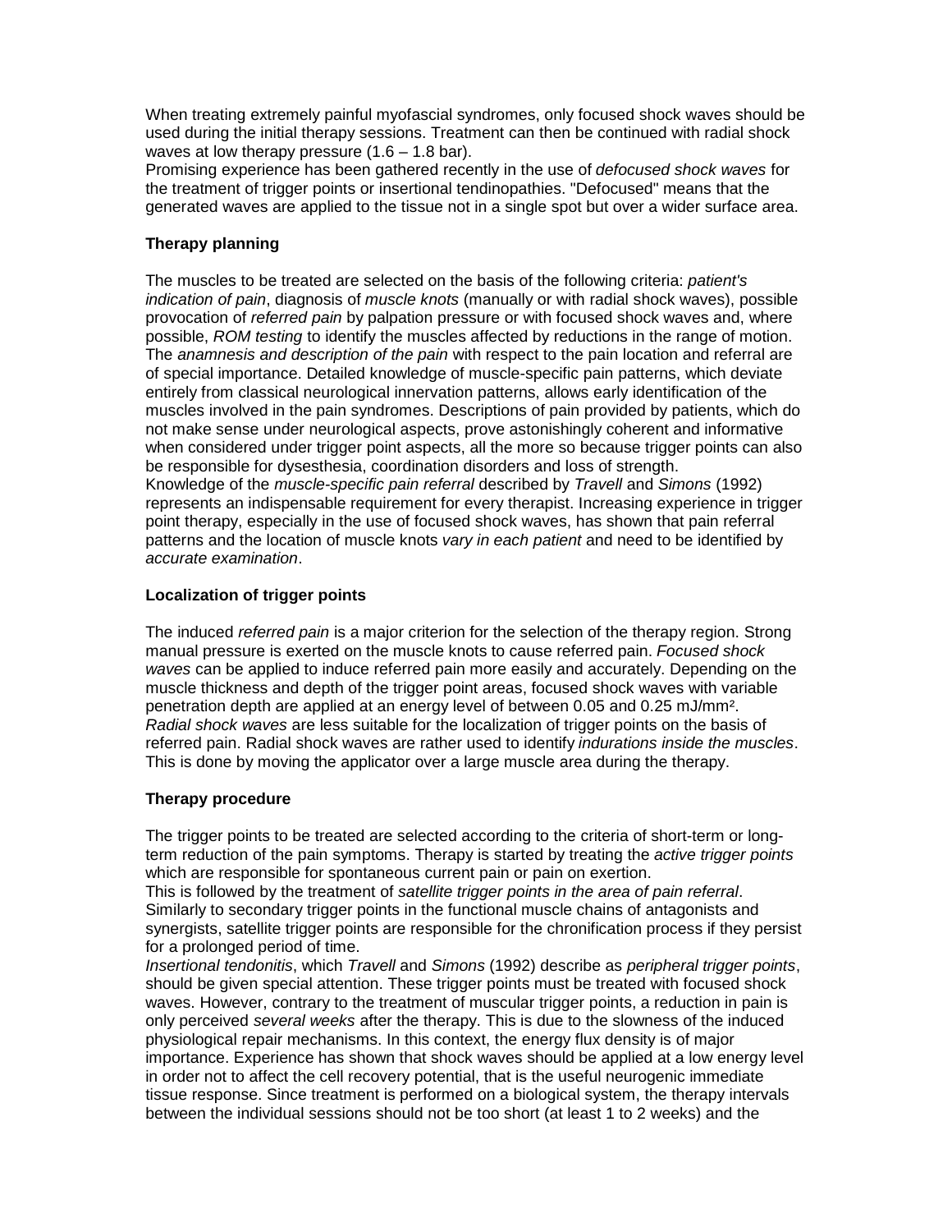When treating extremely painful myofascial syndromes, only focused shock waves should be used during the initial therapy sessions. Treatment can then be continued with radial shock waves at low therapy pressure (1.6 – 1.8 bar).

Promising experience has been gathered recently in the use of *defocused shock waves* for the treatment of trigger points or insertional tendinopathies. "Defocused" means that the generated waves are applied to the tissue not in a single spot but over a wider surface area.

### Therapy planning

The muscles to be treated are selected on the basis of the following criteria: *patient's indication of pain*, diagnosis of *muscle knots* (manually or with radial shock waves), possible provocation of *referred pain* by palpation pressure or with focused shock waves and, where possible, *ROM testing* to identify the muscles affected by reductions in the range of motion. The *anamnesis and description of the pain* with respect to the pain location and referral are of special importance. Detailed knowledge of muscle-specific pain patterns, which deviate entirely from classical neurological innervation patterns, allows early identification of the muscles involved in the pain syndromes. Descriptions of pain provided by patients, which do not make sense under neurological aspects, prove astonishingly coherent and informative when considered under trigger point aspects, all the more so because trigger points can also be responsible for dysesthesia, coordination disorders and loss of strength.

Knowledge of the *muscle-specific pain referral* described by *Travell* and *Simons* (1992) represents an indispensable requirement for every therapist. Increasing experience in trigger point therapy, especially in the use of focused shock waves, has shown that pain referral patterns and the location of muscle knots *vary in each patient* and need to be identified by *accurate examination*.

### Localization of trigger points

The induced *referred pain* is a major criterion for the selection of the therapy region. Strong manual pressure is exerted on the muscle knots to cause referred pain. *Focused shock waves* can be applied to induce referred pain more easily and accurately. Depending on the muscle thickness and depth of the trigger point areas, focused shock waves with variable penetration depth are applied at an energy level of between 0.05 and 0.25 mJ/mm².

*Radial shock waves* are less suitable for the localization of trigger points on the basis of referred pain. Radial shock waves are rather used to identify *indurations inside the muscles*. This is done by moving the applicator over a large muscle area during the therapy.

### Therapy procedure

The trigger points to be treated are selected according to the criteria of short-term or long-term reduction of the pain symptoms. Therapy is started by treating the *active trigger points* which are responsible for spontaneous current pain or pain on exertion.

This is followed by the treatment of *satellite trigger points in the area of pain referral*. Similarly to secondary trigger points in the functional muscle chains of antagonists and synergists, satellite trigger points are responsible for the chronification process if they persist for a prolonged period of time.

*Insertional tendonitis*, which *Travell* and *Simons* (1992) describe as *peripheral trigger points*, should be given special attention. These trigger points must be treated with focused shock waves. However, contrary to the treatment of muscular trigger points, a reduction in pain is only perceived *several weeks* after the therapy. This is due to the slowness of the induced physiological repair mechanisms. In this context, the energy flux density is of major importance. Experience has shown that shock waves should be applied at a low energy level in order not to affect the cell recovery potential, that is the useful neurogenic immediate tissue response. Since treatment is performed on a biological system, the therapy intervals between the individual sessions should not be too short (at least 1 to 2 weeks) and the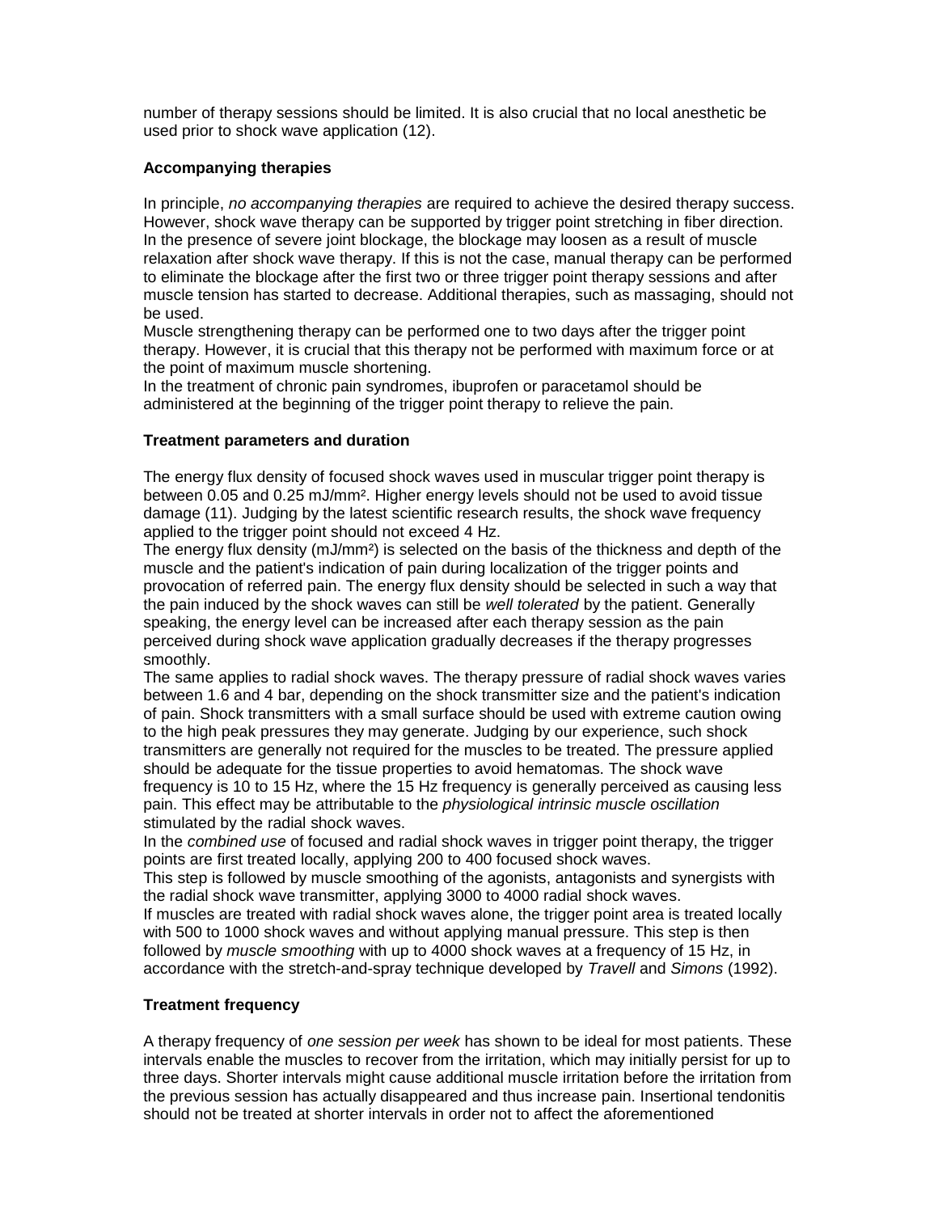number of therapy sessions should be limited. It is also crucial that no local anesthetic be used prior to shock wave application (12).

### Accompanying therapies

In principle, *no accompanying therapies* are required to achieve the desired therapy success. However, shock wave therapy can be supported by trigger point stretching in fiber direction. In the presence of severe joint blockage, the blockage may loosen as a result of muscle relaxation after shock wave therapy. If this is not the case, manual therapy can be performed to eliminate the blockage after the first two or three trigger point therapy sessions and after muscle tension has started to decrease. Additional therapies, such as massaging, should not be used.

Muscle strengthening therapy can be performed one to two days after the trigger point therapy. However, it is crucial that this therapy not be performed with maximum force or at the point of maximum muscle shortening.

In the treatment of chronic pain syndromes, ibuprofen or paracetamol should be administered at the beginning of the trigger point therapy to relieve the pain.

### Treatment parameters and duration

The energy flux density of focused shock waves used in muscular trigger point therapy is between 0.05 and 0.25 mJ/mm². Higher energy levels should not be used to avoid tissue damage (11). Judging by the latest scientific research results, the shock wave frequency applied to the trigger point should not exceed 4 Hz.

The energy flux density (mJ/mm²) is selected on the basis of the thickness and depth of the muscle and the patient's indication of pain during localization of the trigger points and provocation of referred pain. The energy flux density should be selected in such a way that the pain induced by the shock waves can still be *well tolerated* by the patient. Generally speaking, the energy level can be increased after each therapy session as the pain perceived during shock wave application gradually decreases if the therapy progresses smoothly.

The same applies to radial shock waves. The therapy pressure of radial shock waves varies between 1.6 and 4 bar, depending on the shock transmitter size and the patient's indication of pain. Shock transmitters with a small surface should be used with extreme caution owing to the high peak pressures they may generate. Judging by our experience, such shock transmitters are generally not required for the muscles to be treated. The pressure applied should be adequate for the tissue properties to avoid hematomas. The shock wave frequency is 10 to 15 Hz, where the 15 Hz frequency is generally perceived as causing less pain. This effect may be attributable to the *physiological intrinsic muscle oscillation* stimulated by the radial shock waves.

In the *combined use* of focused and radial shock waves in trigger point therapy, the trigger points are first treated locally, applying 200 to 400 focused shock waves.

This step is followed by muscle smoothing of the agonists, antagonists and synergists with the radial shock wave transmitter, applying 3000 to 4000 radial shock waves.

If muscles are treated with radial shock waves alone, the trigger point area is treated locally with 500 to 1000 shock waves and without applying manual pressure. This step is then followed by *muscle smoothing* with up to 4000 shock waves at a frequency of 15 Hz, in accordance with the stretch-and-spray technique developed by *Travell* and *Simons* (1992).

### Treatment frequency

A therapy frequency of *one session per week* has shown to be ideal for most patients. These intervals enable the muscles to recover from the irritation, which may initially persist for up to three days. Shorter intervals might cause additional muscle irritation before the irritation from the previous session has actually disappeared and thus increase pain. Insertional tendonitis should not be treated at shorter intervals in order not to affect the aforementioned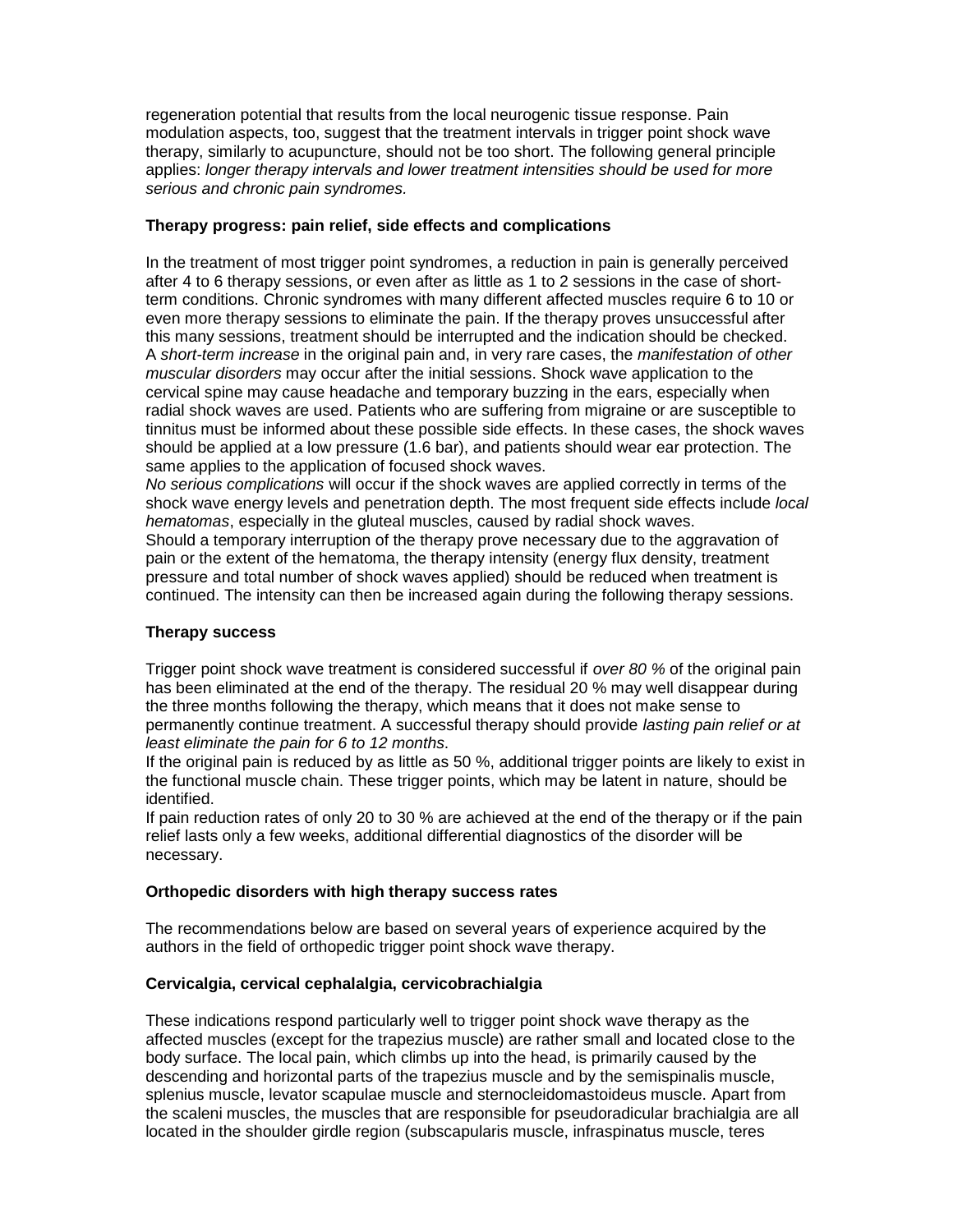regeneration potential that results from the local neurogenic tissue response. Pain modulation aspects, too, suggest that the treatment intervals in trigger point shock wave therapy, similarly to acupuncture, should not be too short. The following general principle applies: *longer therapy intervals and lower treatment intensities should be used for more serious and chronic pain syndromes.*

**Therapy progress: pain relief, side effects and complications**

In the treatment of most trigger point syndromes, a reduction in pain is generally perceived after 4 to 6 therapy sessions, or even after as little as 1 to 2 sessions in the case of short-term conditions. Chronic syndromes with many different affected muscles require 6 to 10 or even more therapy sessions to eliminate the pain. If the therapy proves unsuccessful after this many sessions, treatment should be interrupted and the indication should be checked. A *short-term increase* in the original pain and, in very rare cases, the *manifestation of other muscular disorders* may occur after the initial sessions. Shock wave application to the cervical spine may cause headache and temporary buzzing in the ears, especially when radial shock waves are used. Patients who are suffering from migraine or are susceptible to tinnitus must be informed about these possible side effects. In these cases, the shock waves should be applied at a low pressure (1.6 bar), and patients should wear ear protection. The same applies to the application of focused shock waves.
*No serious complications* will occur if the shock waves are applied correctly in terms of the shock wave energy levels and penetration depth. The most frequent side effects include *local hematomas*, especially in the gluteal muscles, caused by radial shock waves.
Should a temporary interruption of the therapy prove necessary due to the aggravation of pain or the extent of the hematoma, the therapy intensity (energy flux density, treatment pressure and total number of shock waves applied) should be reduced when treatment is continued. The intensity can then be increased again during the following therapy sessions.

**Therapy success**

Trigger point shock wave treatment is considered successful if *over 80 %* of the original pain has been eliminated at the end of the therapy. The residual 20 % may well disappear during the three months following the therapy, which means that it does not make sense to permanently continue treatment. A successful therapy should provide *lasting pain relief or at least eliminate the pain for 6 to 12 months*.
If the original pain is reduced by as little as 50 %, additional trigger points are likely to exist in the functional muscle chain. These trigger points, which may be latent in nature, should be identified.
If pain reduction rates of only 20 to 30 % are achieved at the end of the therapy or if the pain relief lasts only a few weeks, additional differential diagnostics of the disorder will be necessary.

**Orthopedic disorders with high therapy success rates**

The recommendations below are based on several years of experience acquired by the authors in the field of orthopedic trigger point shock wave therapy.

**Cervicalgia, cervical cephalalgia, cervicobrachialgia**

These indications respond particularly well to trigger point shock wave therapy as the affected muscles (except for the trapezius muscle) are rather small and located close to the body surface. The local pain, which climbs up into the head, is primarily caused by the descending and horizontal parts of the trapezius muscle and by the semispinalis muscle, splenius muscle, levator scapulae muscle and sternocleidomastoideus muscle. Apart from the scaleni muscles, the muscles that are responsible for pseudoradicular brachialgia are all located in the shoulder girdle region (subscapularis muscle, infraspinatus muscle, teres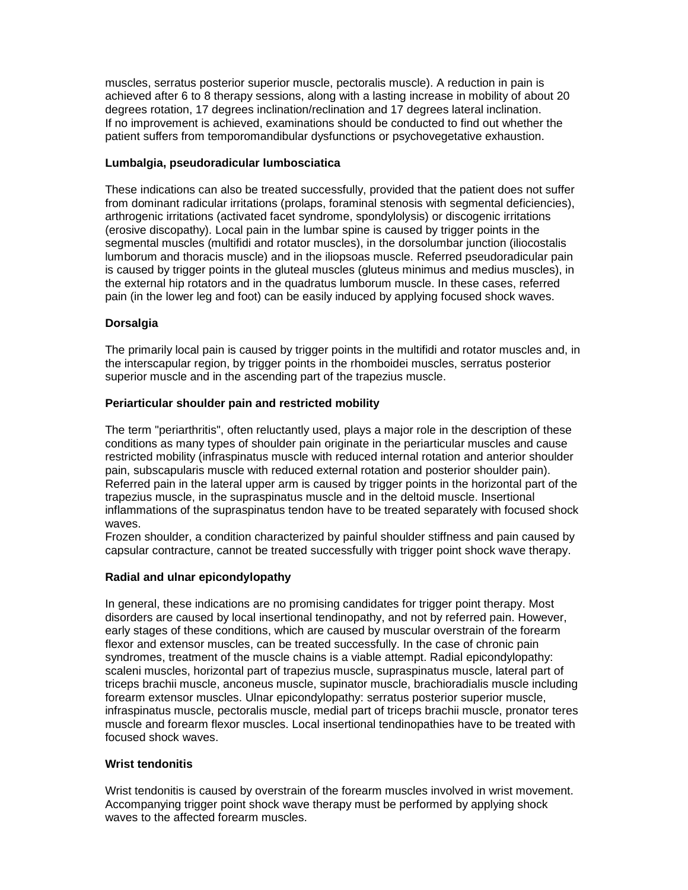muscles, serratus posterior superior muscle, pectoralis muscle). A reduction in pain is achieved after 6 to 8 therapy sessions, along with a lasting increase in mobility of about 20 degrees rotation, 17 degrees inclination/reclination and 17 degrees lateral inclination.
If no improvement is achieved, examinations should be conducted to find out whether the patient suffers from temporomandibular dysfunctions or psychovegetative exhaustion.

**Lumbalgia, pseudoradicular lumbosciatica**

These indications can also be treated successfully, provided that the patient does not suffer from dominant radicular irritations (prolaps, foraminal stenosis with segmental deficiencies), arthrogenic irritations (activated facet syndrome, spondylolysis) or discogenic irritations (erosive discopathy). Local pain in the lumbar spine is caused by trigger points in the segmental muscles (multifidi and rotator muscles), in the dorsolumbar junction (iliocostalis lumborum and thoracis muscle) and in the iliopsoas muscle. Referred pseudoradicular pain is caused by trigger points in the gluteal muscles (gluteus minimus and medius muscles), in the external hip rotators and in the quadratus lumborum muscle. In these cases, referred pain (in the lower leg and foot) can be easily induced by applying focused shock waves.

**Dorsalgia**

The primarily local pain is caused by trigger points in the multifidi and rotator muscles and, in the interscapular region, by trigger points in the rhomboidei muscles, serratus posterior superior muscle and in the ascending part of the trapezius muscle.

**Periarticular shoulder pain and restricted mobility**

The term "periarthritis", often reluctantly used, plays a major role in the description of these conditions as many types of shoulder pain originate in the periarticular muscles and cause restricted mobility (infraspinatus muscle with reduced internal rotation and anterior shoulder pain, subscapularis muscle with reduced external rotation and posterior shoulder pain). Referred pain in the lateral upper arm is caused by trigger points in the horizontal part of the trapezius muscle, in the supraspinatus muscle and in the deltoid muscle. Insertional inflammations of the supraspinatus tendon have to be treated separately with focused shock waves.
Frozen shoulder, a condition characterized by painful shoulder stiffness and pain caused by capsular contracture, cannot be treated successfully with trigger point shock wave therapy.

**Radial and ulnar epicondylopathy**

In general, these indications are no promising candidates for trigger point therapy. Most disorders are caused by local insertional tendinopathy, and not by referred pain. However, early stages of these conditions, which are caused by muscular overstrain of the forearm flexor and extensor muscles, can be treated successfully. In the case of chronic pain syndromes, treatment of the muscle chains is a viable attempt. Radial epicondylopathy: scaleni muscles, horizontal part of trapezius muscle, supraspinatus muscle, lateral part of triceps brachii muscle, anconeus muscle, supinator muscle, brachioradialis muscle including forearm extensor muscles. Ulnar epicondylopathy: serratus posterior superior muscle, infraspinatus muscle, pectoralis muscle, medial part of triceps brachii muscle, pronator teres muscle and forearm flexor muscles. Local insertional tendinopathies have to be treated with focused shock waves.

**Wrist tendonitis**

Wrist tendonitis is caused by overstrain of the forearm muscles involved in wrist movement. Accompanying trigger point shock wave therapy must be performed by applying shock waves to the affected forearm muscles.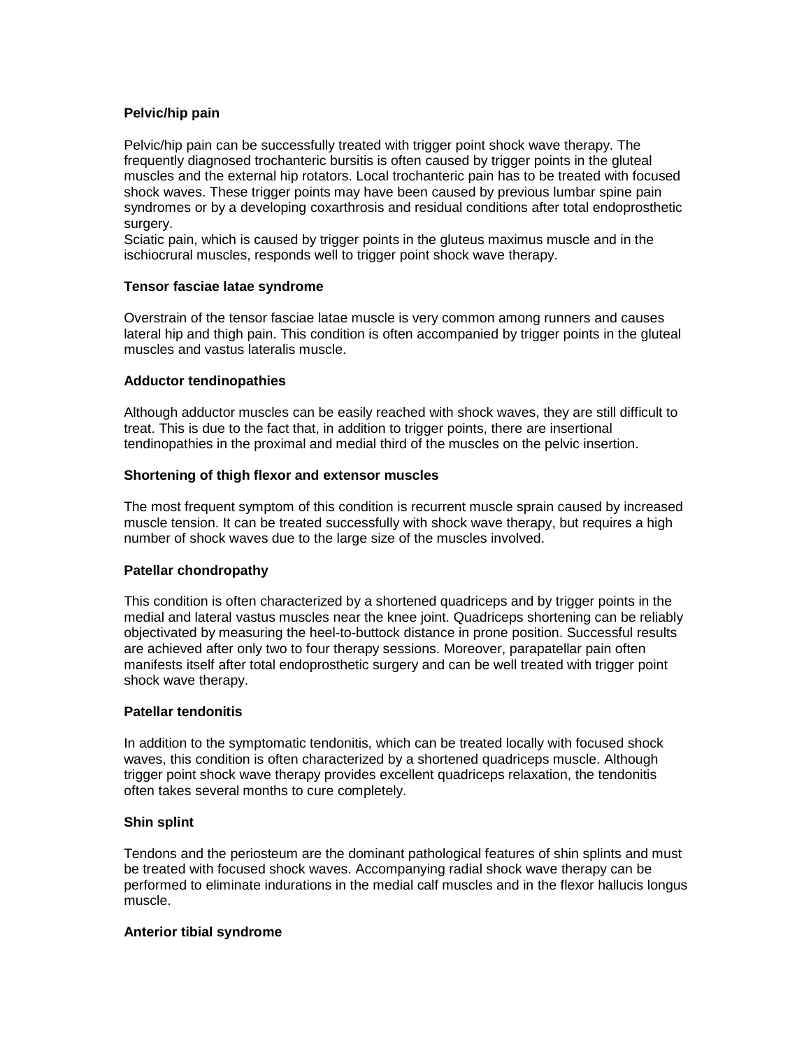**Pelvic/hip pain**

Pelvic/hip pain can be successfully treated with trigger point shock wave therapy. The frequently diagnosed trochanteric bursitis is often caused by trigger points in the gluteal muscles and the external hip rotators. Local trochanteric pain has to be treated with focused shock waves. These trigger points may have been caused by previous lumbar spine pain syndromes or by a developing coxarthrosis and residual conditions after total endoprosthetic surgery.
Sciatic pain, which is caused by trigger points in the gluteus maximus muscle and in the ischiocrural muscles, responds well to trigger point shock wave therapy.

**Tensor fasciae latae syndrome**

Overstrain of the tensor fasciae latae muscle is very common among runners and causes lateral hip and thigh pain. This condition is often accompanied by trigger points in the gluteal muscles and vastus lateralis muscle.

**Adductor tendinopathies**

Although adductor muscles can be easily reached with shock waves, they are still difficult to treat. This is due to the fact that, in addition to trigger points, there are insertional tendinopathies in the proximal and medial third of the muscles on the pelvic insertion.

**Shortening of thigh flexor and extensor muscles**

The most frequent symptom of this condition is recurrent muscle sprain caused by increased muscle tension. It can be treated successfully with shock wave therapy, but requires a high number of shock waves due to the large size of the muscles involved.

**Patellar chondropathy**

This condition is often characterized by a shortened quadriceps and by trigger points in the medial and lateral vastus muscles near the knee joint. Quadriceps shortening can be reliably objectivated by measuring the heel-to-buttock distance in prone position. Successful results are achieved after only two to four therapy sessions. Moreover, parapatellar pain often manifests itself after total endoprosthetic surgery and can be well treated with trigger point shock wave therapy.

**Patellar tendonitis**

In addition to the symptomatic tendonitis, which can be treated locally with focused shock waves, this condition is often characterized by a shortened quadriceps muscle. Although trigger point shock wave therapy provides excellent quadriceps relaxation, the tendonitis often takes several months to cure completely.

**Shin splint**

Tendons and the periosteum are the dominant pathological features of shin splints and must be treated with focused shock waves. Accompanying radial shock wave therapy can be performed to eliminate indurations in the medial calf muscles and in the flexor hallucis longus muscle.

**Anterior tibial syndrome**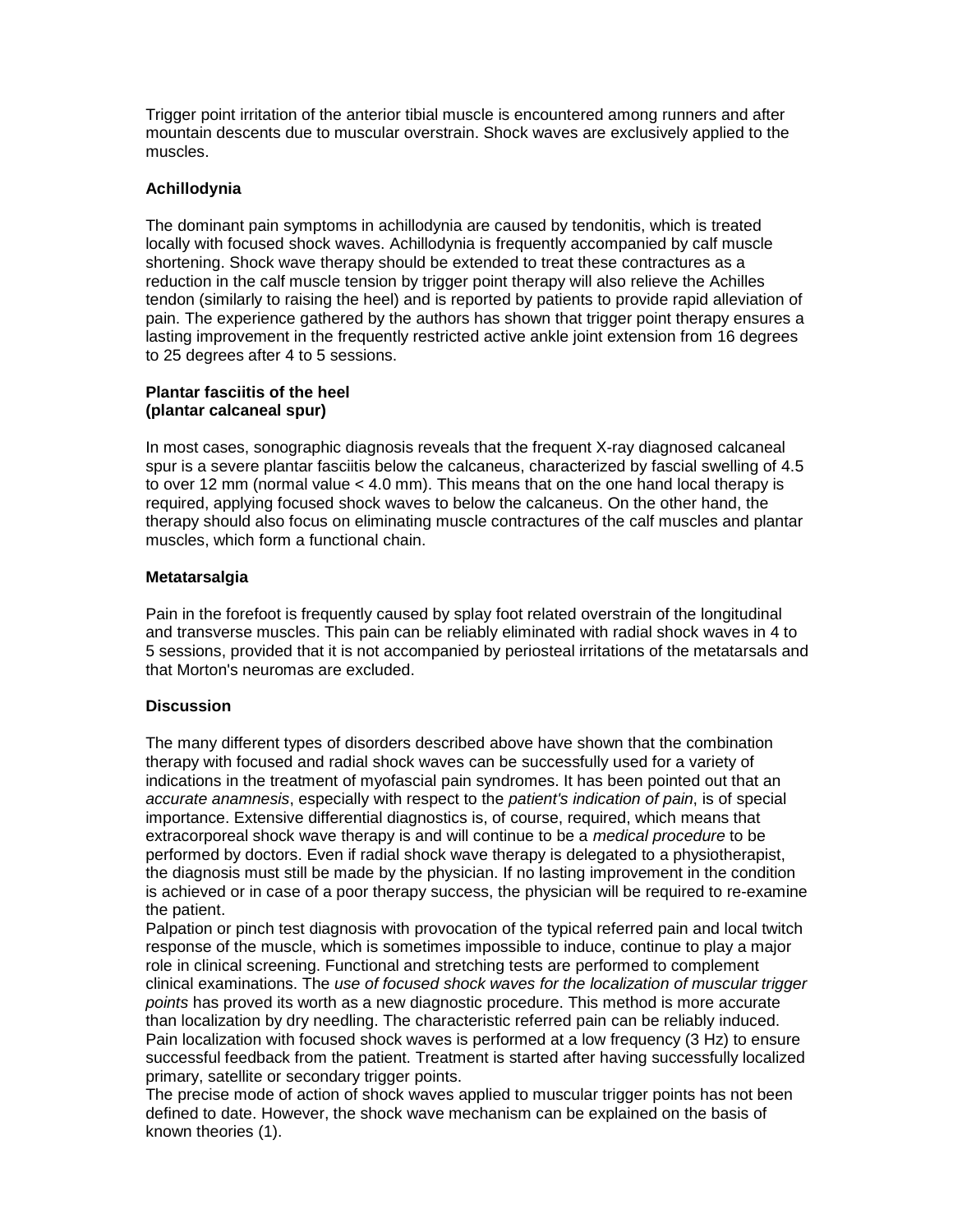Trigger point irritation of the anterior tibial muscle is encountered among runners and after mountain descents due to muscular overstrain. Shock waves are exclusively applied to the muscles.

**Achillodynia**

The dominant pain symptoms in achillodynia are caused by tendonitis, which is treated locally with focused shock waves. Achillodynia is frequently accompanied by calf muscle shortening. Shock wave therapy should be extended to treat these contractures as a reduction in the calf muscle tension by trigger point therapy will also relieve the Achilles tendon (similarly to raising the heel) and is reported by patients to provide rapid alleviation of pain. The experience gathered by the authors has shown that trigger point therapy ensures a lasting improvement in the frequently restricted active ankle joint extension from 16 degrees to 25 degrees after 4 to 5 sessions.

**Plantar fasciitis of the heel (plantar calcaneal spur)**

In most cases, sonographic diagnosis reveals that the frequent X-ray diagnosed calcaneal spur is a severe plantar fasciitis below the calcaneus, characterized by fascial swelling of 4.5 to over 12 mm (normal value < 4.0 mm). This means that on the one hand local therapy is required, applying focused shock waves to below the calcaneus. On the other hand, the therapy should also focus on eliminating muscle contractures of the calf muscles and plantar muscles, which form a functional chain.

**Metatarsalgia**

Pain in the forefoot is frequently caused by splay foot related overstrain of the longitudinal and transverse muscles. This pain can be reliably eliminated with radial shock waves in 4 to 5 sessions, provided that it is not accompanied by periosteal irritations of the metatarsals and that Morton's neuromas are excluded.

**Discussion**

The many different types of disorders described above have shown that the combination therapy with focused and radial shock waves can be successfully used for a variety of indications in the treatment of myofascial pain syndromes. It has been pointed out that an *accurate anamnesis*, especially with respect to the *patient's indication of pain*, is of special importance. Extensive differential diagnostics is, of course, required, which means that extracorporeal shock wave therapy is and will continue to be a *medical procedure* to be performed by doctors. Even if radial shock wave therapy is delegated to a physiotherapist, the diagnosis must still be made by the physician. If no lasting improvement in the condition is achieved or in case of a poor therapy success, the physician will be required to re-examine the patient.

Palpation or pinch test diagnosis with provocation of the typical referred pain and local twitch response of the muscle, which is sometimes impossible to induce, continue to play a major role in clinical screening. Functional and stretching tests are performed to complement clinical examinations. The *use of focused shock waves for the localization of muscular trigger points* has proved its worth as a new diagnostic procedure. This method is more accurate than localization by dry needling. The characteristic referred pain can be reliably induced. Pain localization with focused shock waves is performed at a low frequency (3 Hz) to ensure successful feedback from the patient. Treatment is started after having successfully localized primary, satellite or secondary trigger points.

The precise mode of action of shock waves applied to muscular trigger points has not been defined to date. However, the shock wave mechanism can be explained on the basis of known theories (1).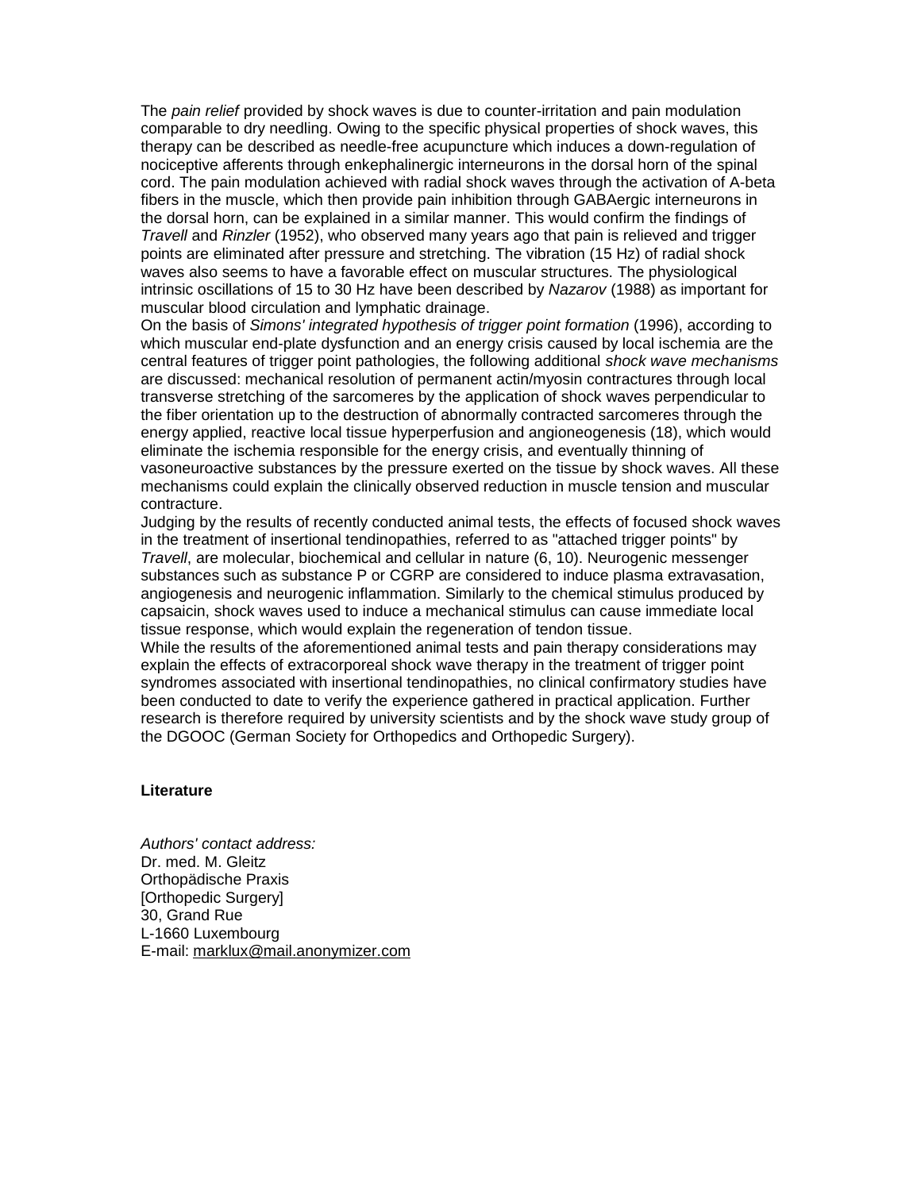The *pain relief* provided by shock waves is due to counter-irritation and pain modulation comparable to dry needling. Owing to the specific physical properties of shock waves, this therapy can be described as needle-free acupuncture which induces a down-regulation of nociceptive afferents through enkephalinergic interneurons in the dorsal horn of the spinal cord. The pain modulation achieved with radial shock waves through the activation of A-beta fibers in the muscle, which then provide pain inhibition through GABAergic interneurons in the dorsal horn, can be explained in a similar manner. This would confirm the findings of *Travell* and *Rinzler* (1952), who observed many years ago that pain is relieved and trigger points are eliminated after pressure and stretching. The vibration (15 Hz) of radial shock waves also seems to have a favorable effect on muscular structures. The physiological intrinsic oscillations of 15 to 30 Hz have been described by *Nazarov* (1988) as important for muscular blood circulation and lymphatic drainage.

On the basis of *Simons' integrated hypothesis of trigger point formation* (1996), according to which muscular end-plate dysfunction and an energy crisis caused by local ischemia are the central features of trigger point pathologies, the following additional *shock wave mechanisms* are discussed: mechanical resolution of permanent actin/myosin contractures through local transverse stretching of the sarcomeres by the application of shock waves perpendicular to the fiber orientation up to the destruction of abnormally contracted sarcomeres through the energy applied, reactive local tissue hyperperfusion and angioneogenesis (18), which would eliminate the ischemia responsible for the energy crisis, and eventually thinning of vasoneuroactive substances by the pressure exerted on the tissue by shock waves. All these mechanisms could explain the clinically observed reduction in muscle tension and muscular contracture.

Judging by the results of recently conducted animal tests, the effects of focused shock waves in the treatment of insertional tendinopathies, referred to as "attached trigger points" by *Travell*, are molecular, biochemical and cellular in nature (6, 10). Neurogenic messenger substances such as substance P or CGRP are considered to induce plasma extravasation, angiogenesis and neurogenic inflammation. Similarly to the chemical stimulus produced by capsaicin, shock waves used to induce a mechanical stimulus can cause immediate local tissue response, which would explain the regeneration of tendon tissue.

While the results of the aforementioned animal tests and pain therapy considerations may explain the effects of extracorporeal shock wave therapy in the treatment of trigger point syndromes associated with insertional tendinopathies, no clinical confirmatory studies have been conducted to date to verify the experience gathered in practical application. Further research is therefore required by university scientists and by the shock wave study group of the DGOOC (German Society for Orthopedics and Orthopedic Surgery).

**Literature**

*Authors' contact address:*
Dr. med. M. Gleitz
Orthopädische Praxis
[Orthopedic Surgery]
30, Grand Rue
L-1660 Luxembourg
E-mail: marklux@mail.anonymizer.com